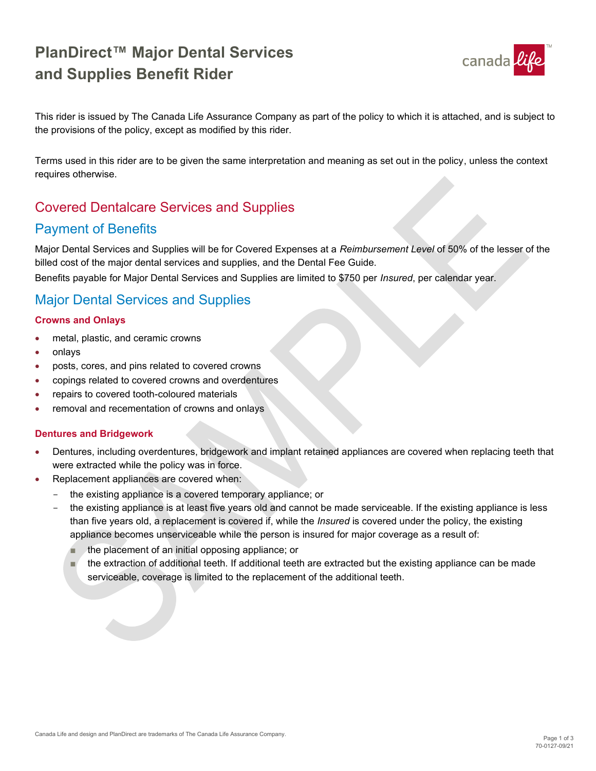# PlanDirect™ Major Dental Services and Supplies Benefit Rider

This rider is issued by The Canada Life Assurance Company as part of the policy to which it is attached, and is subject to the provisions of the policy, except as modified by this rider.

Terms used in this rider are to be given the same interpretation and meaning as set out in the policy, unless the context requires otherwise.

## Covered Dentalcare Services and Supplies

## Payment of Benefits

Major Dental Services and Supplies will be for Covered Expenses at a *Reimbursement Level* of 50% of the lesser of the billed cost of the major dental services and supplies, and the Dental Fee Guide.

Benefits payable for Major Dental Services and Supplies are limited to $750 per *Insured*, per calendar year.

## Major Dental Services and Supplies

### Crowns and Onlays

- metal, plastic, and ceramic crowns
- onlays
- posts, cores, and pins related to covered crowns
- copings related to covered crowns and overdentures
- repairs to covered tooth-coloured materials
- removal and recementation of crowns and onlays

### Dentures and Bridgework

- Dentures, including overdentures, bridgework and implant retained appliances are covered when replacing teeth that were extracted while the policy was in force.
- Replacement appliances are covered when:
  - the existing appliance is a covered temporary appliance; or
  - the existing appliance is at least five years old and cannot be made serviceable. If the existing appliance is less than five years old, a replacement is covered if, while the *Insured* is covered under the policy, the existing appliance becomes unserviceable while the person is insured for major coverage as a result of:
    - the placement of an initial opposing appliance; or
    - the extraction of additional teeth. If additional teeth are extracted but the existing appliance can be made serviceable, coverage is limited to the replacement of the additional teeth.

Canada Life and design and PlanDirect are trademarks of The Canada Life Assurance Company.

70-0127-09/21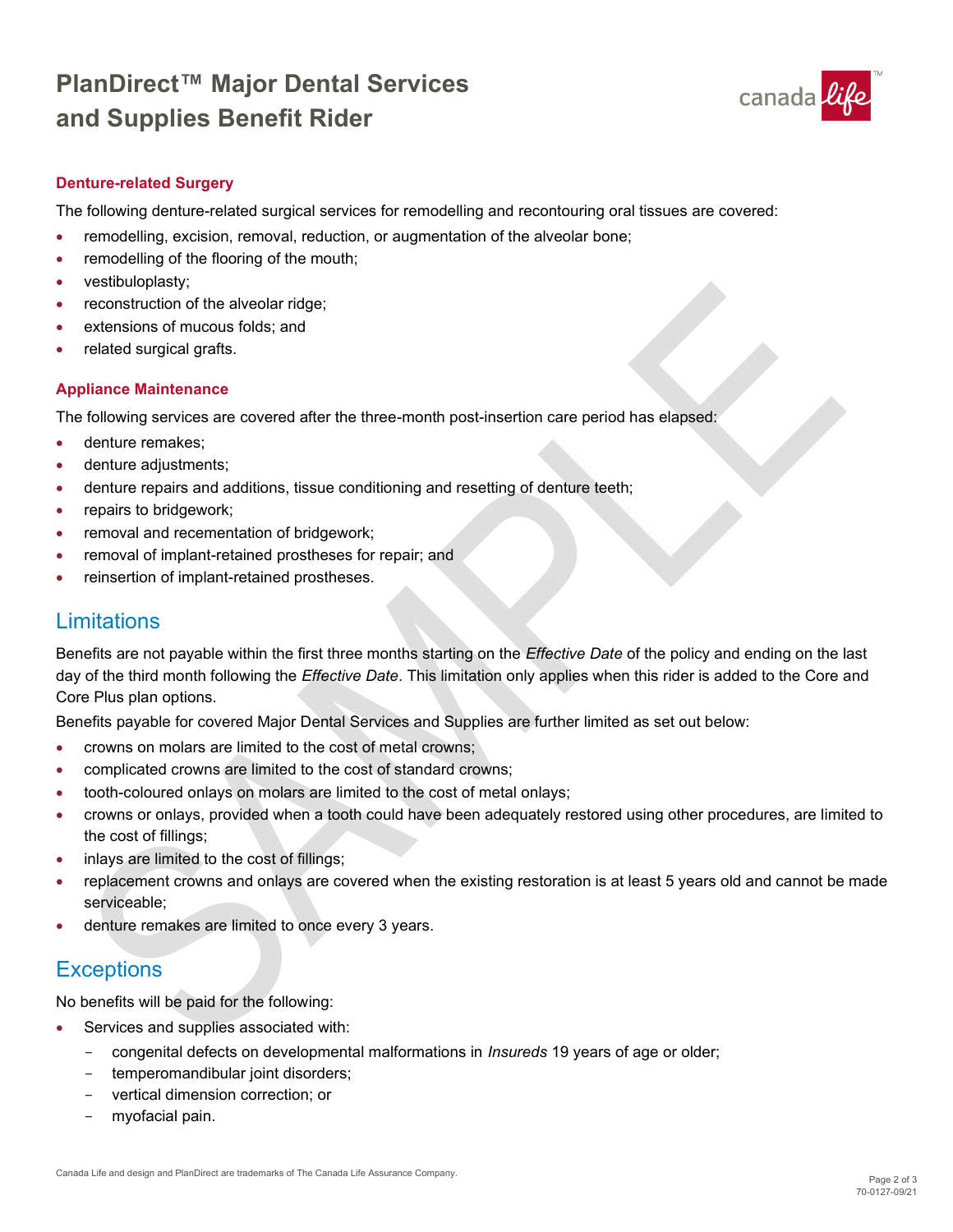#### Denture-related Surgery

The following denture-related surgical services for remodelling and recontouring oral tissues are covered:

- remodelling, excision, removal, reduction, or augmentation of the alveolar bone;
- remodelling of the flooring of the mouth;
- vestibuloplasty;
- reconstruction of the alveolar ridge;
- extensions of mucous folds; and
- related surgical grafts.

#### Appliance Maintenance

The following services are covered after the three-month post-insertion care period has elapsed:

- denture remakes;
- denture adjustments;
- denture repairs and additions, tissue conditioning and resetting of denture teeth;
- repairs to bridgework;
- removal and recementation of bridgework;
- removal of implant-retained prostheses for repair; and
- reinsertion of implant-retained prostheses.

## Limitations

Benefits are not payable within the first three months starting on the *Effective Date* of the policy and ending on the last day of the third month following the *Effective Date*. This limitation only applies when this rider is added to the Core and Core Plus plan options.

Benefits payable for covered Major Dental Services and Supplies are further limited as set out below:

- crowns on molars are limited to the cost of metal crowns;
- complicated crowns are limited to the cost of standard crowns;
- tooth-coloured onlays on molars are limited to the cost of metal onlays;
- crowns or onlays, provided when a tooth could have been adequately restored using other procedures, are limited to the cost of fillings;
- inlays are limited to the cost of fillings;
- replacement crowns and onlays are covered when the existing restoration is at least 5 years old and cannot be made serviceable;
- denture remakes are limited to once every 3 years.

## Exceptions

No benefits will be paid for the following:

- Services and supplies associated with:
  - congenital defects on developmental malformations in *Insureds* 19 years of age or older;
  - temperomandibular joint disorders;
  - vertical dimension correction; or
  - myofacial pain.

Canada Life and design and PlanDirect are trademarks of The Canada Life Assurance Company.

70-0127-09/21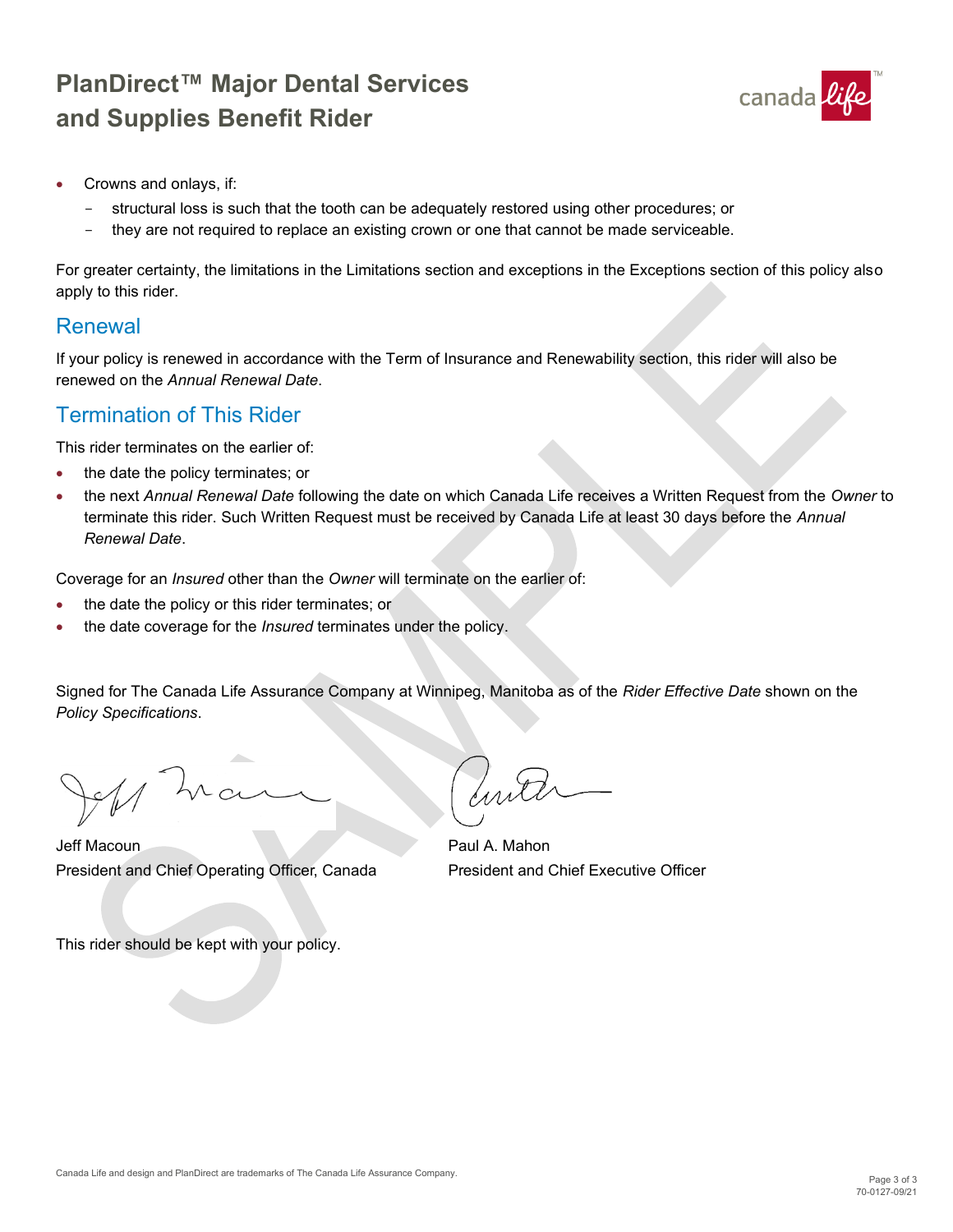# PlanDirect™ Major Dental Services and Supplies Benefit Rider

- Crowns and onlays, if:
  - structural loss is such that the tooth can be adequately restored using other procedures; or
  - they are not required to replace an existing crown or one that cannot be made serviceable.

For greater certainty, the limitations in the Limitations section and exceptions in the Exceptions section of this policy also apply to this rider.

## Renewal

If your policy is renewed in accordance with the Term of Insurance and Renewability section, this rider will also be renewed on the *Annual Renewal Date*.

## Termination of This Rider

This rider terminates on the earlier of:

- the date the policy terminates; or
- the next *Annual Renewal Date* following the date on which Canada Life receives a Written Request from the *Owner* to terminate this rider. Such Written Request must be received by Canada Life at least 30 days before the *Annual Renewal Date*.

Coverage for an *Insured* other than the *Owner* will terminate on the earlier of:

- the date the policy or this rider terminates; or
- the date coverage for the *Insured* terminates under the policy.

Signed for The Canada Life Assurance Company at Winnipeg, Manitoba as of the *Rider Effective Date* shown on the *Policy Specifications*.

Jeff Macoun
President and Chief Operating Officer, Canada

Paul A. Mahon
President and Chief Executive Officer

This rider should be kept with your policy.

Canada Life and design and PlanDirect are trademarks of The Canada Life Assurance Company.

70-0127-09/21